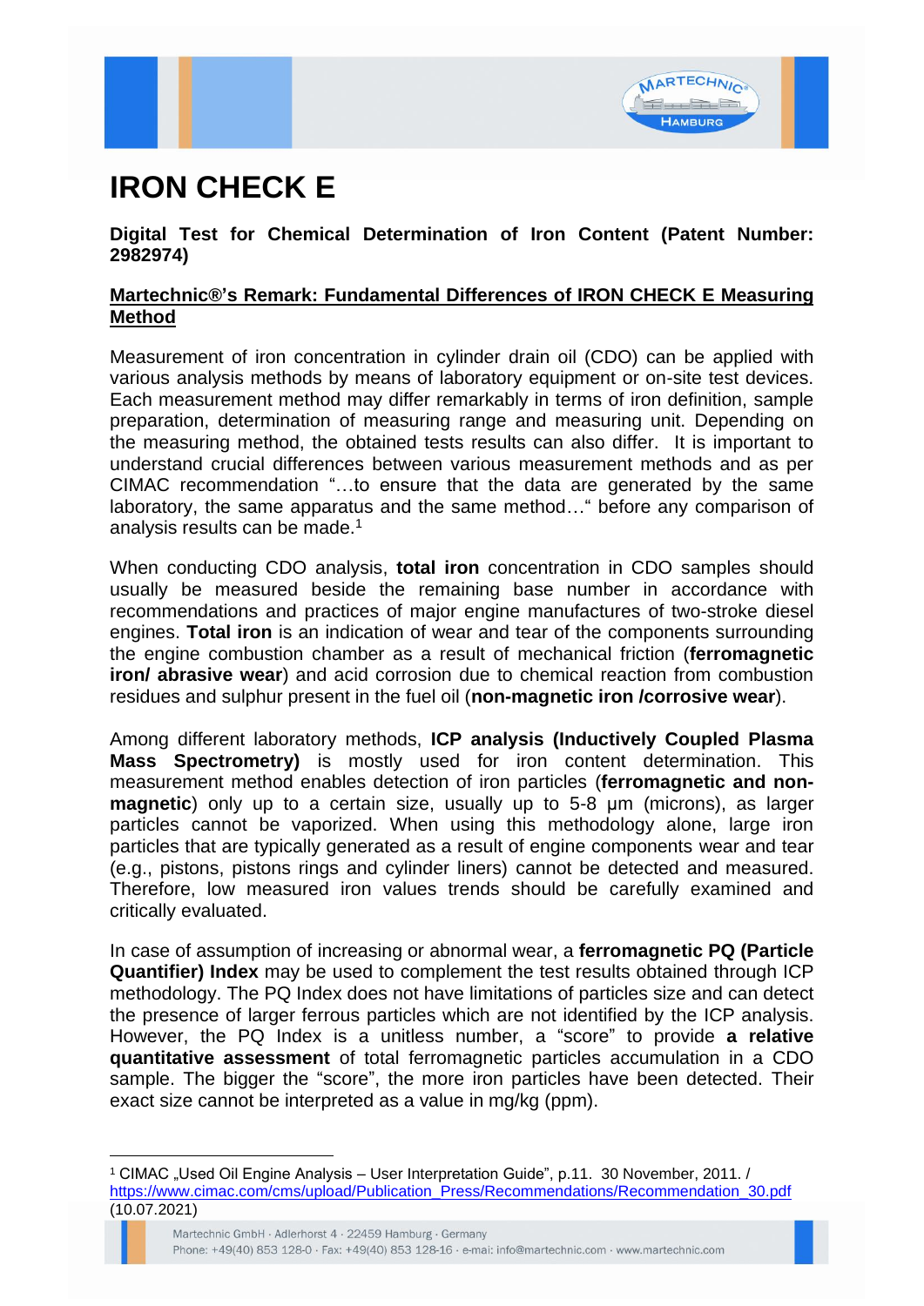# IRON CHECK E

**Digital Test for Chemical Determination of Iron Content (Patent Number: 2982974)**

**Martechnic®'s Remark: Fundamental Differences of IRON CHECK E Measuring Method**

Measurement of iron concentration in cylinder drain oil (CDO) can be applied with various analysis methods by means of laboratory equipment or on-site test devices. Each measurement method may differ remarkably in terms of iron definition, sample preparation, determination of measuring range and measuring unit. Depending on the measuring method, the obtained tests results can also differ. It is important to understand crucial differences between various measurement methods and as per CIMAC recommendation "…to ensure that the data are generated by the same laboratory, the same apparatus and the same method…" before any comparison of analysis results can be made.[1]

When conducting CDO analysis, **total iron** concentration in CDO samples should usually be measured beside the remaining base number in accordance with recommendations and practices of major engine manufactures of two-stroke diesel engines. **Total iron** is an indication of wear and tear of the components surrounding the engine combustion chamber as a result of mechanical friction (**ferromagnetic iron/ abrasive wear**) and acid corrosion due to chemical reaction from combustion residues and sulphur present in the fuel oil (**non-magnetic iron /corrosive wear**).

Among different laboratory methods, **ICP analysis (Inductively Coupled Plasma Mass Spectrometry)** is mostly used for iron content determination. This measurement method enables detection of iron particles (**ferromagnetic and non-magnetic**) only up to a certain size, usually up to 5-8 µm (microns), as larger particles cannot be vaporized. When using this methodology alone, large iron particles that are typically generated as a result of engine components wear and tear (e.g., pistons, pistons rings and cylinder liners) cannot be detected and measured. Therefore, low measured iron values trends should be carefully examined and critically evaluated.

In case of assumption of increasing or abnormal wear, a **ferromagnetic PQ (Particle Quantifier) Index** may be used to complement the test results obtained through ICP methodology. The PQ Index does not have limitations of particles size and can detect the presence of larger ferrous particles which are not identified by the ICP analysis. However, the PQ Index is a unitless number, a "score" to provide **a relative quantitative assessment** of total ferromagnetic particles accumulation in a CDO sample. The bigger the "score", the more iron particles have been detected. Their exact size cannot be interpreted as a value in mg/kg (ppm).

---

[1] CIMAC „Used Oil Engine Analysis – User Interpretation Guide", p.11. 30 November, 2011. / https://www.cimac.com/cms/upload/Publication_Press/Recommendations/Recommendation_30.pdf (10.07.2021)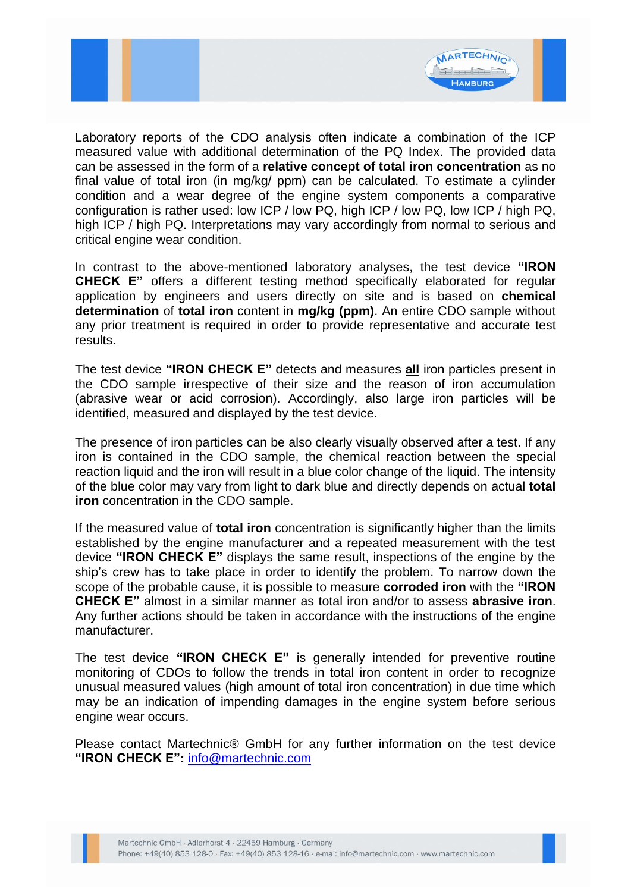Laboratory reports of the CDO analysis often indicate a combination of the ICP measured value with additional determination of the PQ Index. The provided data can be assessed in the form of a **relative concept of total iron concentration** as no final value of total iron (in mg/kg/ ppm) can be calculated. To estimate a cylinder condition and a wear degree of the engine system components a comparative configuration is rather used: low ICP / low PQ, high ICP / low PQ, low ICP / high PQ, high ICP / high PQ. Interpretations may vary accordingly from normal to serious and critical engine wear condition.

In contrast to the above-mentioned laboratory analyses, the test device **"IRON CHECK E"** offers a different testing method specifically elaborated for regular application by engineers and users directly on site and is based on **chemical determination** of **total iron** content in **mg/kg (ppm)**. An entire CDO sample without any prior treatment is required in order to provide representative and accurate test results.

The test device **"IRON CHECK E"** detects and measures **all** iron particles present in the CDO sample irrespective of their size and the reason of iron accumulation (abrasive wear or acid corrosion). Accordingly, also large iron particles will be identified, measured and displayed by the test device.

The presence of iron particles can be also clearly visually observed after a test. If any iron is contained in the CDO sample, the chemical reaction between the special reaction liquid and the iron will result in a blue color change of the liquid. The intensity of the blue color may vary from light to dark blue and directly depends on actual **total iron** concentration in the CDO sample.

If the measured value of **total iron** concentration is significantly higher than the limits established by the engine manufacturer and a repeated measurement with the test device **"IRON CHECK E"** displays the same result, inspections of the engine by the ship's crew has to take place in order to identify the problem. To narrow down the scope of the probable cause, it is possible to measure **corroded iron** with the **"IRON CHECK E"** almost in a similar manner as total iron and/or to assess **abrasive iron**. Any further actions should be taken in accordance with the instructions of the engine manufacturer.

The test device **"IRON CHECK E"** is generally intended for preventive routine monitoring of CDOs to follow the trends in total iron content in order to recognize unusual measured values (high amount of total iron concentration) in due time which may be an indication of impending damages in the engine system before serious engine wear occurs.

Please contact Martechnic® GmbH for any further information on the test device **"IRON CHECK E":** info@martechnic.com